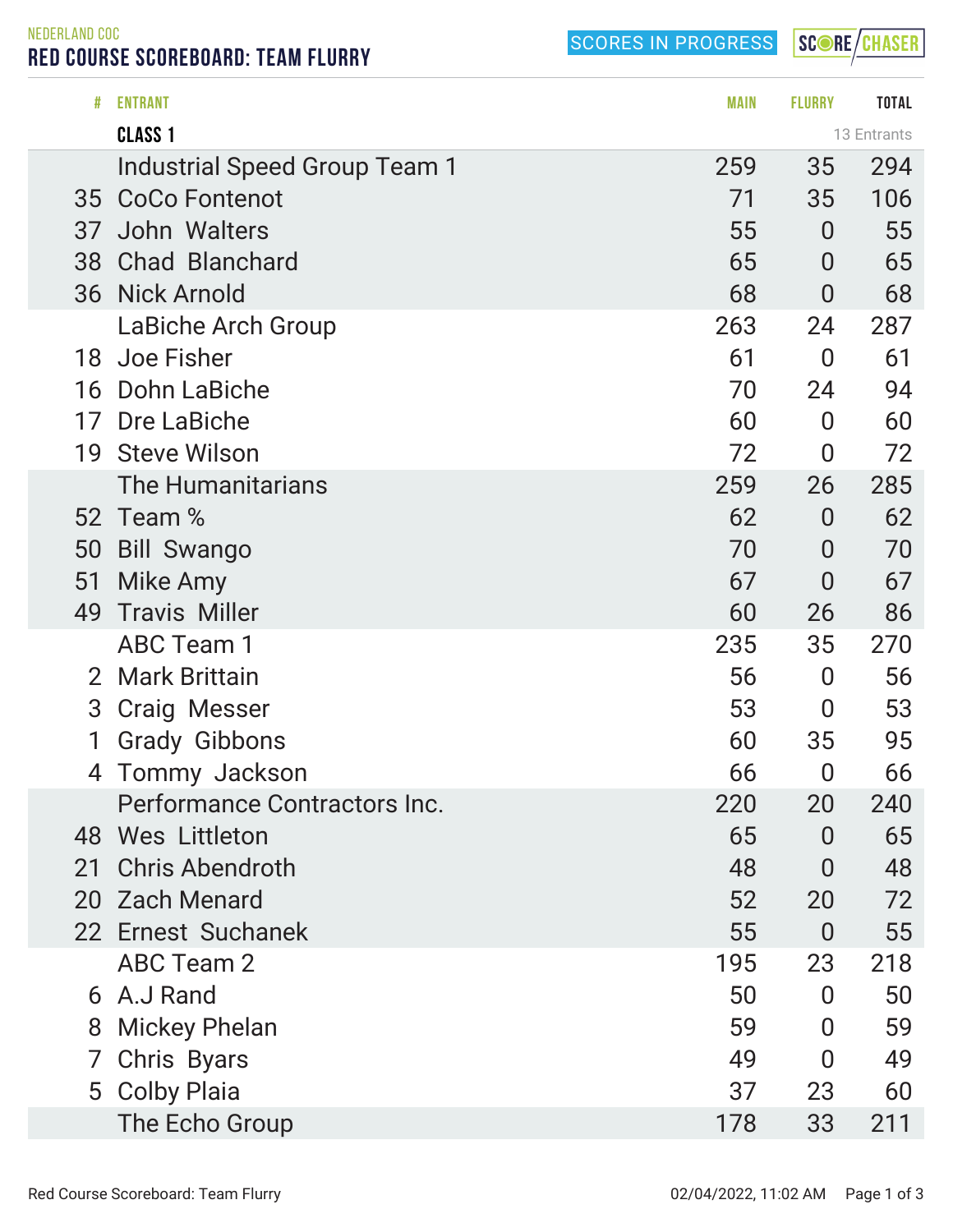NEDERLAND COC

# RED COURSE SCOREBOARD: TEAM FLURRY

SCORES IN PROGRESS

SCORE CHASER

| # | ENTRANT | MAIN | FLURRY | TOTAL |
|---|---|---|---|---|
| | **CLASS 1** | | | 13 Entrants |
| | Industrial Speed Group Team 1 | 259 | 35 | 294 |
| 35 | CoCo Fontenot | 71 | 35 | 106 |
| 37 | John Walters | 55 | 0 | 55 |
| 38 | Chad Blanchard | 65 | 0 | 65 |
| 36 | Nick Arnold | 68 | 0 | 68 |
| | LaBiche Arch Group | 263 | 24 | 287 |
| 18 | Joe Fisher | 61 | 0 | 61 |
| 16 | Dohn LaBiche | 70 | 24 | 94 |
| 17 | Dre LaBiche | 60 | 0 | 60 |
| 19 | Steve Wilson | 72 | 0 | 72 |
| | The Humanitarians | 259 | 26 | 285 |
| 52 | Team % | 62 | 0 | 62 |
| 50 | Bill Swango | 70 | 0 | 70 |
| 51 | Mike Amy | 67 | 0 | 67 |
| 49 | Travis Miller | 60 | 26 | 86 |
| | ABC Team 1 | 235 | 35 | 270 |
| 2 | Mark Brittain | 56 | 0 | 56 |
| 3 | Craig Messer | 53 | 0 | 53 |
| 1 | Grady Gibbons | 60 | 35 | 95 |
| 4 | Tommy Jackson | 66 | 0 | 66 |
| | Performance Contractors Inc. | 220 | 20 | 240 |
| 48 | Wes Littleton | 65 | 0 | 65 |
| 21 | Chris Abendroth | 48 | 0 | 48 |
| 20 | Zach Menard | 52 | 20 | 72 |
| 22 | Ernest Suchanek | 55 | 0 | 55 |
| | ABC Team 2 | 195 | 23 | 218 |
| 6 | A.J Rand | 50 | 0 | 50 |
| 8 | Mickey Phelan | 59 | 0 | 59 |
| 7 | Chris Byars | 49 | 0 | 49 |
| 5 | Colby Plaia | 37 | 23 | 60 |
| | The Echo Group | 178 | 33 | 211 |

02/04/2022, 11:02 AM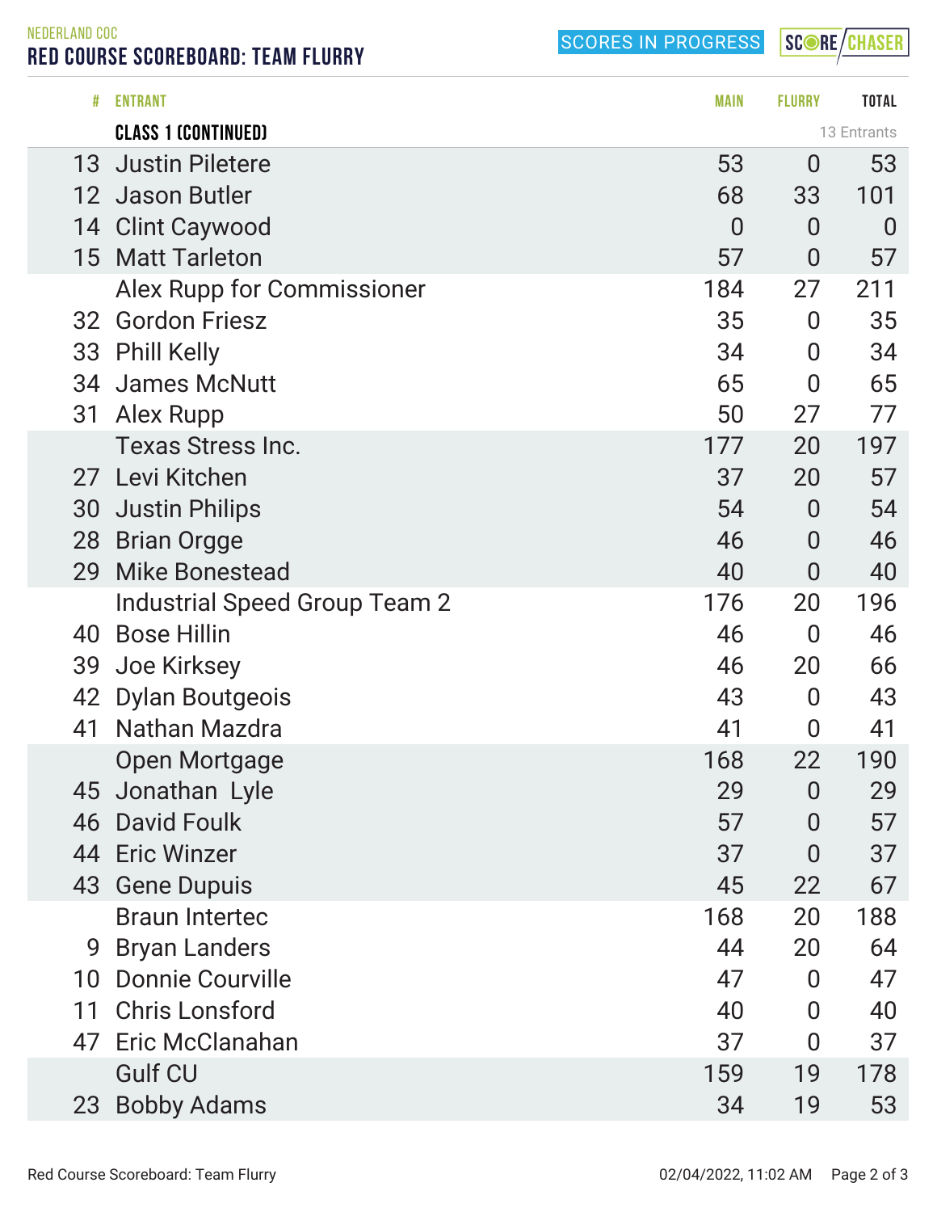NEDERLAND COC

# RED COURSE SCOREBOARD: TEAM FLURRY

SCORES IN PROGRESS

| # | ENTRANT | MAIN | FLURRY | TOTAL |
|---|---|---|---|---|
| | **CLASS 1 (CONTINUED)** | | | 13 Entrants |
| 13 | Justin Piletere | 53 | 0 | 53 |
| 12 | Jason Butler | 68 | 33 | 101 |
| 14 | Clint Caywood | 0 | 0 | 0 |
| 15 | Matt Tarleton | 57 | 0 | 57 |
| | Alex Rupp for Commissioner | 184 | 27 | 211 |
| 32 | Gordon Friesz | 35 | 0 | 35 |
| 33 | Phill Kelly | 34 | 0 | 34 |
| 34 | James McNutt | 65 | 0 | 65 |
| 31 | Alex Rupp | 50 | 27 | 77 |
| | Texas Stress Inc. | 177 | 20 | 197 |
| 27 | Levi Kitchen | 37 | 20 | 57 |
| 30 | Justin Philips | 54 | 0 | 54 |
| 28 | Brian Orgge | 46 | 0 | 46 |
| 29 | Mike Bonestead | 40 | 0 | 40 |
| | Industrial Speed Group Team 2 | 176 | 20 | 196 |
| 40 | Bose Hillin | 46 | 0 | 46 |
| 39 | Joe Kirksey | 46 | 20 | 66 |
| 42 | Dylan Boutgeois | 43 | 0 | 43 |
| 41 | Nathan Mazdra | 41 | 0 | 41 |
| | Open Mortgage | 168 | 22 | 190 |
| 45 | Jonathan Lyle | 29 | 0 | 29 |
| 46 | David Foulk | 57 | 0 | 57 |
| 44 | Eric Winzer | 37 | 0 | 37 |
| 43 | Gene Dupuis | 45 | 22 | 67 |
| | Braun Intertec | 168 | 20 | 188 |
| 9 | Bryan Landers | 44 | 20 | 64 |
| 10 | Donnie Courville | 47 | 0 | 47 |
| 11 | Chris Lonsford | 40 | 0 | 40 |
| 47 | Eric McClanahan | 37 | 0 | 37 |
| | Gulf CU | 159 | 19 | 178 |
| 23 | Bobby Adams | 34 | 19 | 53 |

Red Course Scoreboard: Team Flurry 02/04/2022, 11:02 AM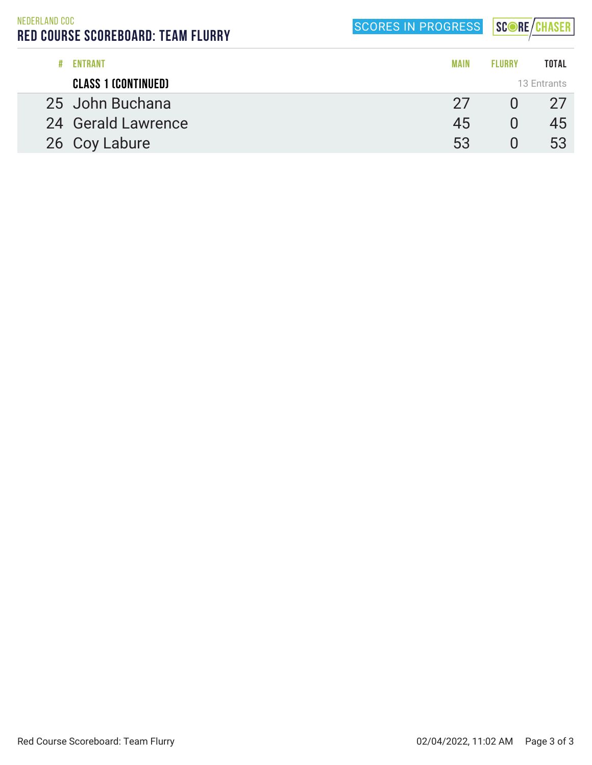NEDERLAND COC

# RED COURSE SCOREBOARD: TEAM FLURRY

SCORES IN PROGRESS

SCORE CHASER

| # | ENTRANT | MAIN | FLURRY | TOTAL |
|---|---|---|---|---|
| | **CLASS 1 (CONTINUED)** | | | 13 Entrants |
| 25 | John Buchana | 27 | 0 | 27 |
| 24 | Gerald Lawrence | 45 | 0 | 45 |
| 26 | Coy Labure | 53 | 0 | 53 |